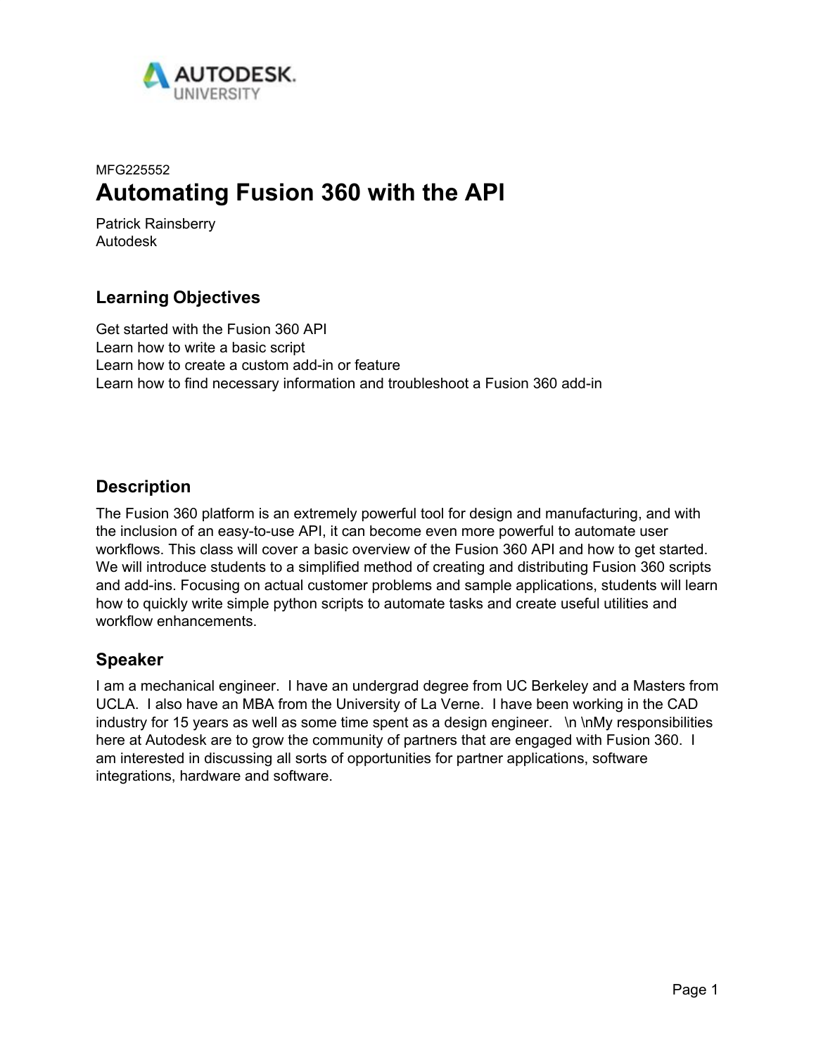MFG225552

# Automating Fusion 360 with the API

Patrick Rainsberry
Autodesk

## Learning Objectives

Get started with the Fusion 360 API
Learn how to write a basic script
Learn how to create a custom add-in or feature
Learn how to find necessary information and troubleshoot a Fusion 360 add-in

## Description

The Fusion 360 platform is an extremely powerful tool for design and manufacturing, and with the inclusion of an easy-to-use API, it can become even more powerful to automate user workflows. This class will cover a basic overview of the Fusion 360 API and how to get started. We will introduce students to a simplified method of creating and distributing Fusion 360 scripts and add-ins. Focusing on actual customer problems and sample applications, students will learn how to quickly write simple python scripts to automate tasks and create useful utilities and workflow enhancements.

## Speaker

I am a mechanical engineer. I have an undergrad degree from UC Berkeley and a Masters from UCLA. I also have an MBA from the University of La Verne. I have been working in the CAD industry for 15 years as well as some time spent as a design engineer. \n \nMy responsibilities here at Autodesk are to grow the community of partners that are engaged with Fusion 360. I am interested in discussing all sorts of opportunities for partner applications, software integrations, hardware and software.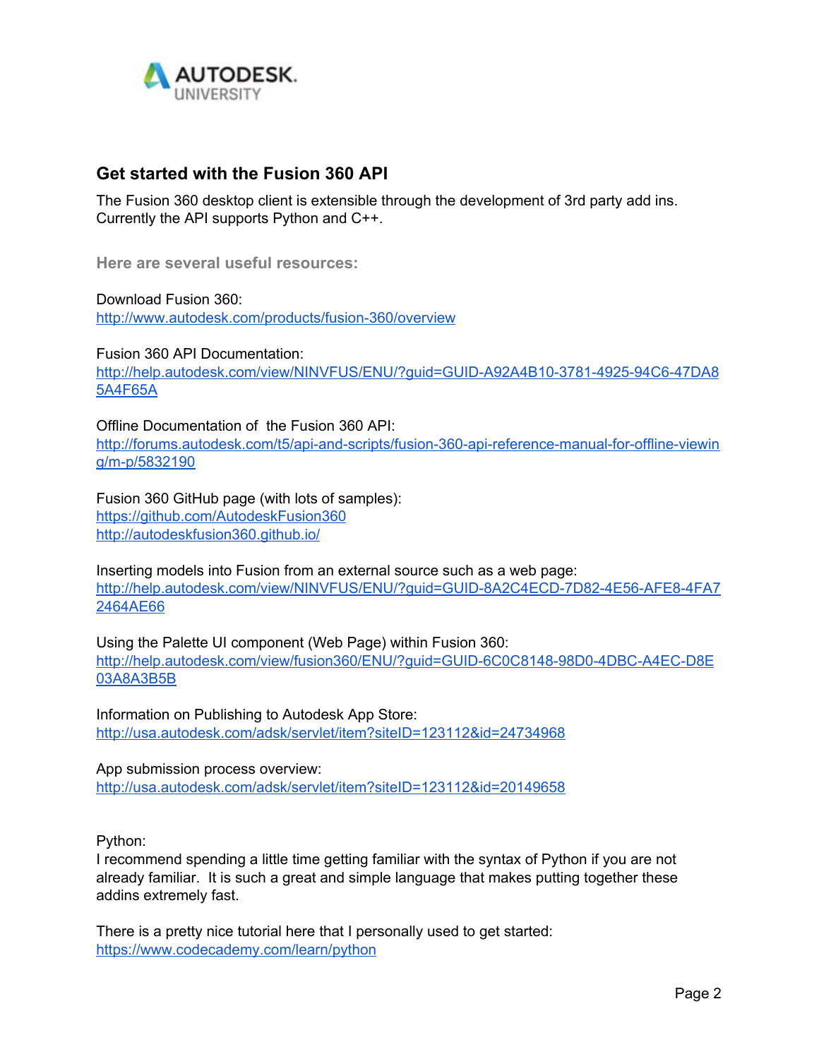## Get started with the Fusion 360 API

The Fusion 360 desktop client is extensible through the development of 3rd party add ins. Currently the API supports Python and C++.

**Here are several useful resources:**

Download Fusion 360:
http://www.autodesk.com/products/fusion-360/overview

Fusion 360 API Documentation:
http://help.autodesk.com/view/NINVFUS/ENU/?guid=GUID-A92A4B10-3781-4925-94C6-47DA85A4F65A

Offline Documentation of the Fusion 360 API:
http://forums.autodesk.com/t5/api-and-scripts/fusion-360-api-reference-manual-for-offline-viewing/m-p/5832190

Fusion 360 GitHub page (with lots of samples):
https://github.com/AutodeskFusion360
http://autodeskfusion360.github.io/

Inserting models into Fusion from an external source such as a web page:
http://help.autodesk.com/view/NINVFUS/ENU/?guid=GUID-8A2C4ECD-7D82-4E56-AFE8-4FA72464AE66

Using the Palette UI component (Web Page) within Fusion 360:
http://help.autodesk.com/view/fusion360/ENU/?guid=GUID-6C0C8148-98D0-4DBC-A4EC-D8E03A8A3B5B

Information on Publishing to Autodesk App Store:
http://usa.autodesk.com/adsk/servlet/item?siteID=123112&id=24734968

App submission process overview:
http://usa.autodesk.com/adsk/servlet/item?siteID=123112&id=20149658

Python:
I recommend spending a little time getting familiar with the syntax of Python if you are not already familiar. It is such a great and simple language that makes putting together these addins extremely fast.

There is a pretty nice tutorial here that I personally used to get started:
https://www.codecademy.com/learn/python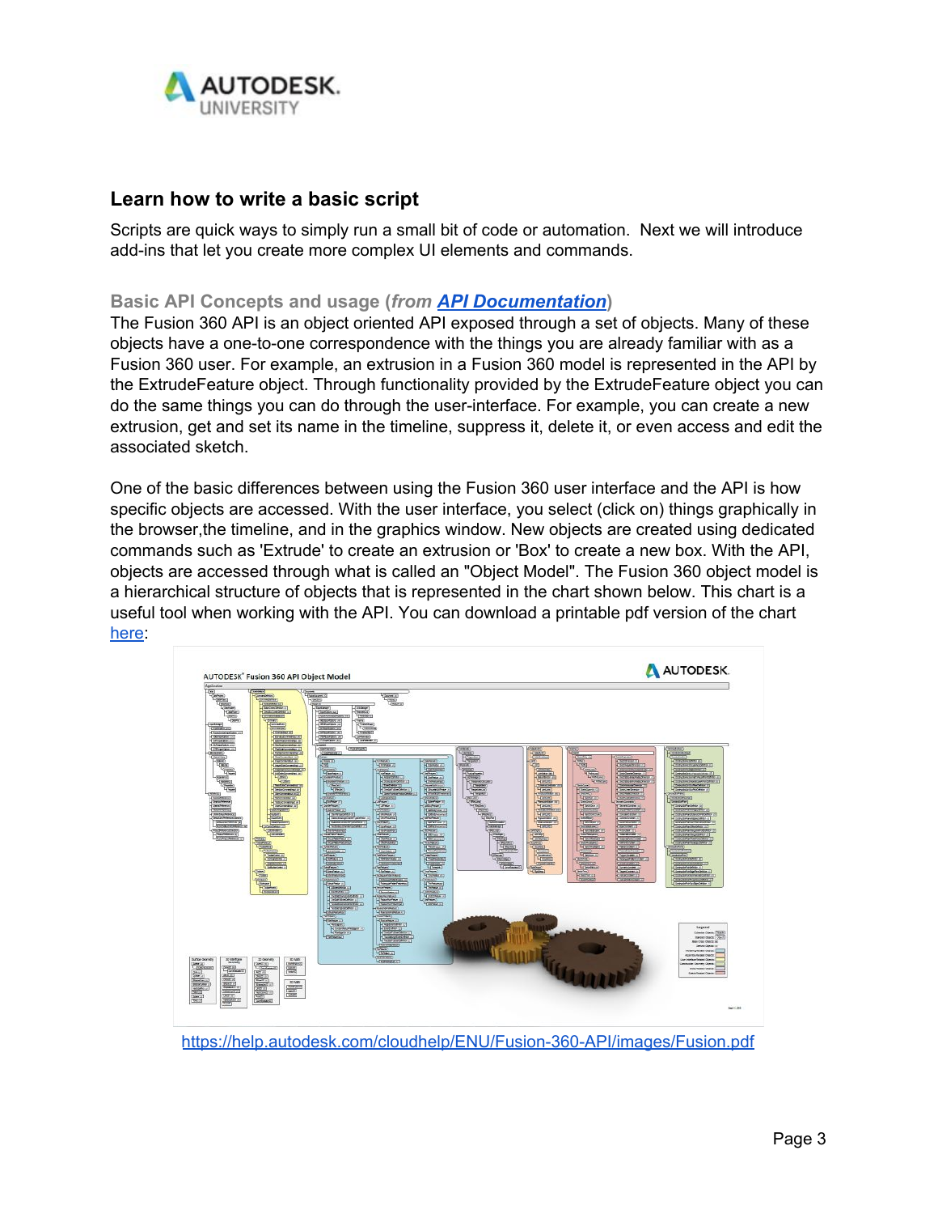## Learn how to write a basic script

Scripts are quick ways to simply run a small bit of code or automation. Next we will introduce add-ins that let you create more complex UI elements and commands.

### Basic API Concepts and usage (*from* ***API Documentation***)

The Fusion 360 API is an object oriented API exposed through a set of objects. Many of these objects have a one-to-one correspondence with the things you are already familiar with as a Fusion 360 user. For example, an extrusion in a Fusion 360 model is represented in the API by the ExtrudeFeature object. Through functionality provided by the ExtrudeFeature object you can do the same things you can do through the user-interface. For example, you can create a new extrusion, get and set its name in the timeline, suppress it, delete it, or even access and edit the associated sketch.

One of the basic differences between using the Fusion 360 user interface and the API is how specific objects are accessed. With the user interface, you select (click on) things graphically in the browser,the timeline, and in the graphics window. New objects are created using dedicated commands such as 'Extrude' to create an extrusion or 'Box' to create a new box. With the API, objects are accessed through what is called an "Object Model". The Fusion 360 object model is a hierarchical structure of objects that is represented in the chart shown below. This chart is a useful tool when working with the API. You can download a printable pdf version of the chart here:

https://help.autodesk.com/cloudhelp/ENU/Fusion-360-API/images/Fusion.pdf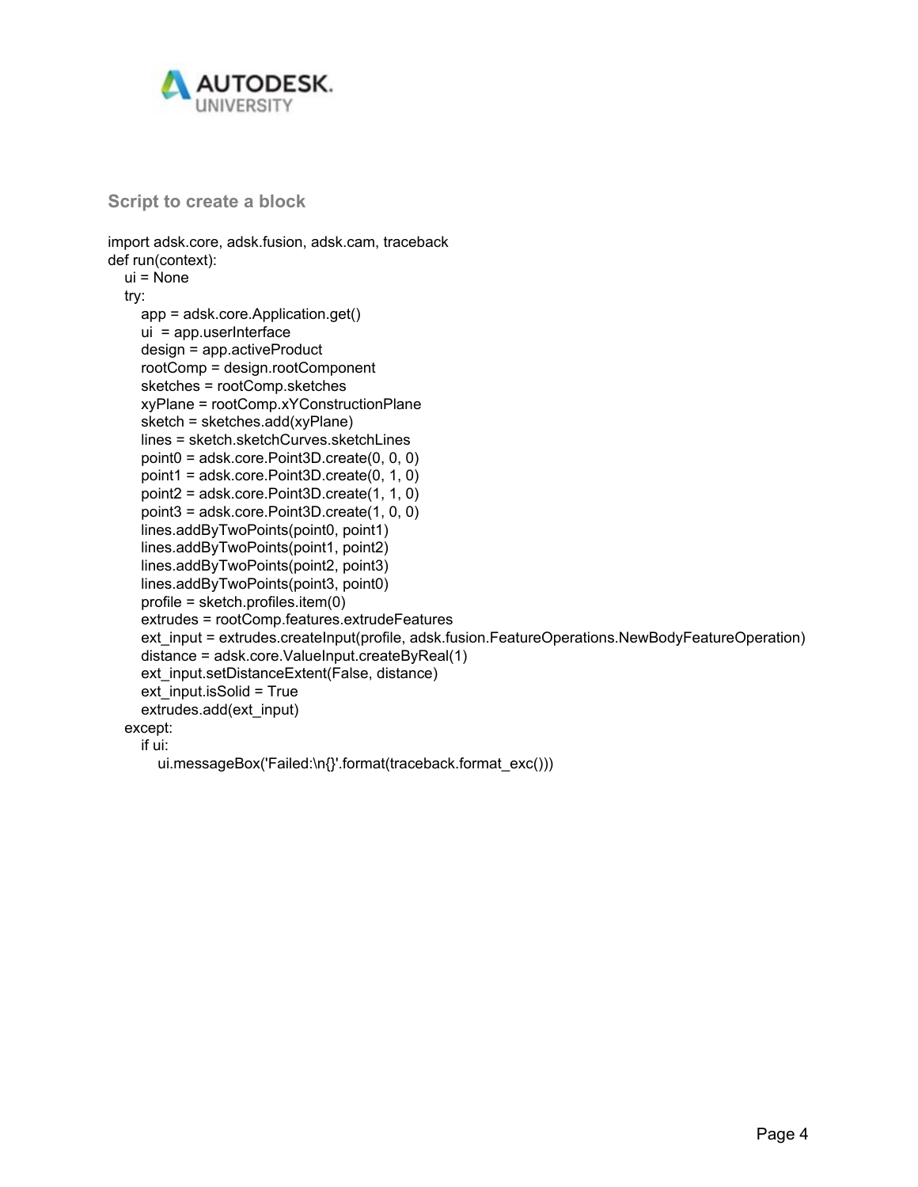### Script to create a block

```
import adsk.core, adsk.fusion, adsk.cam, traceback
def run(context):
  ui = None
  try:
    app = adsk.core.Application.get()
    ui  = app.userInterface
    design = app.activeProduct
    rootComp = design.rootComponent
    sketches = rootComp.sketches
    xyPlane = rootComp.xYConstructionPlane
    sketch = sketches.add(xyPlane)
    lines = sketch.sketchCurves.sketchLines
    point0 = adsk.core.Point3D.create(0, 0, 0)
    point1 = adsk.core.Point3D.create(0, 1, 0)
    point2 = adsk.core.Point3D.create(1, 1, 0)
    point3 = adsk.core.Point3D.create(1, 0, 0)
    lines.addByTwoPoints(point0, point1)
    lines.addByTwoPoints(point1, point2)
    lines.addByTwoPoints(point2, point3)
    lines.addByTwoPoints(point3, point0)
    profile = sketch.profiles.item(0)
    extrudes = rootComp.features.extrudeFeatures
    ext_input = extrudes.createInput(profile, adsk.fusion.FeatureOperations.NewBodyFeatureOperation)
    distance = adsk.core.ValueInput.createByReal(1)
    ext_input.setDistanceExtent(False, distance)
    ext_input.isSolid = True
    extrudes.add(ext_input)
  except:
    if ui:
      ui.messageBox('Failed:\n{}'.format(traceback.format_exc()))
```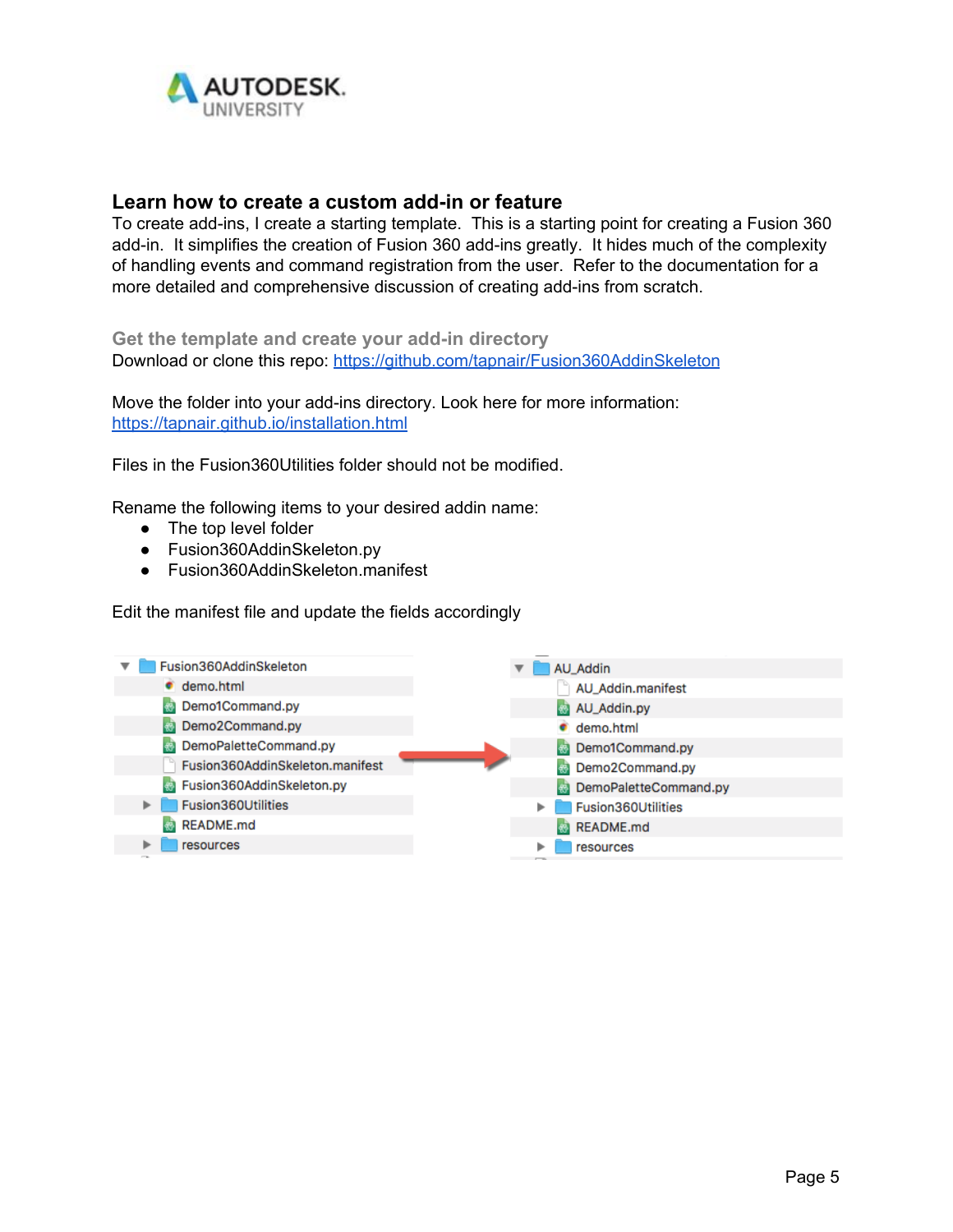## Learn how to create a custom add-in or feature

To create add-ins, I create a starting template. This is a starting point for creating a Fusion 360 add-in. It simplifies the creation of Fusion 360 add-ins greatly. It hides much of the complexity of handling events and command registration from the user. Refer to the documentation for a more detailed and comprehensive discussion of creating add-ins from scratch.

### Get the template and create your add-in directory

Download or clone this repo: https://github.com/tapnair/Fusion360AddinSkeleton

Move the folder into your add-ins directory. Look here for more information: https://tapnair.github.io/installation.html

Files in the Fusion360Utilities folder should not be modified.

Rename the following items to your desired addin name:

- The top level folder
- Fusion360AddinSkeleton.py
- Fusion360AddinSkeleton.manifest

Edit the manifest file and update the fields accordingly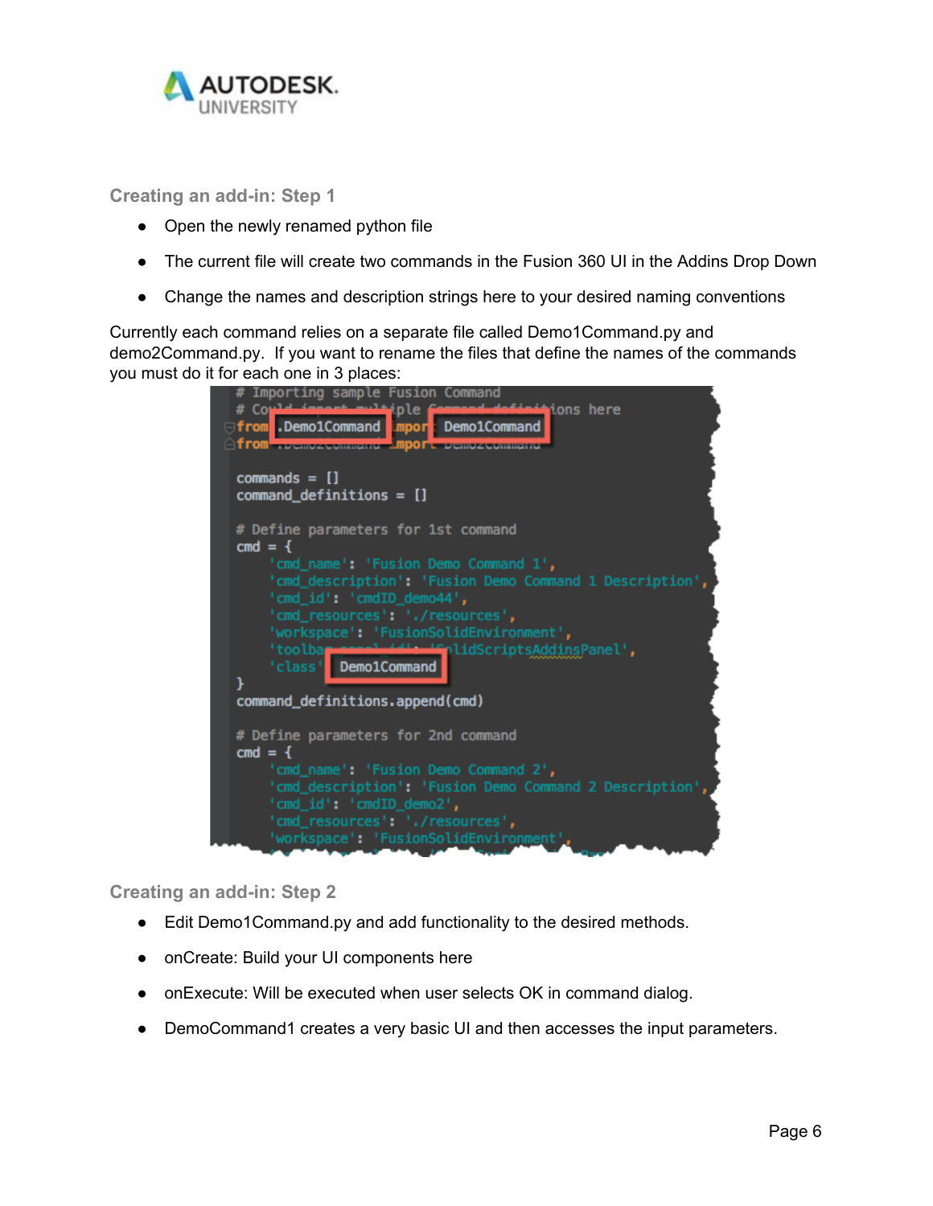### Creating an add-in: Step 1

- Open the newly renamed python file
- The current file will create two commands in the Fusion 360 UI in the Addins Drop Down
- Change the names and description strings here to your desired naming conventions

Currently each command relies on a separate file called Demo1Command.py and demo2Command.py. If you want to rename the files that define the names of the commands you must do it for each one in 3 places:

```
# Importing sample Fusion Command
# Could import multiple Command definitions here
from .Demo1Command import Demo1Command
from .Demo2Command import Demo2Command

commands = []
command_definitions = []

# Define parameters for 1st command
cmd = {
    'cmd_name': 'Fusion Demo Command 1',
    'cmd_description': 'Fusion Demo Command 1 Description',
    'cmd_id': 'cmdID_demo44',
    'cmd_resources': './resources',
    'workspace': 'FusionSolidEnvironment',
    'toolbar_panel_id': 'SolidScriptsAddinsPanel',
    'class': Demo1Command
}
command_definitions.append(cmd)

# Define parameters for 2nd command
cmd = {
    'cmd_name': 'Fusion Demo Command 2',
    'cmd_description': 'Fusion Demo Command 2 Description',
    'cmd_id': 'cmdID_demo2',
    'cmd_resources': './resources',
    'workspace': 'FusionSolidEnvironment',
```

### Creating an add-in: Step 2

- Edit Demo1Command.py and add functionality to the desired methods.
- onCreate: Build your UI components here
- onExecute: Will be executed when user selects OK in command dialog.
- DemoCommand1 creates a very basic UI and then accesses the input parameters.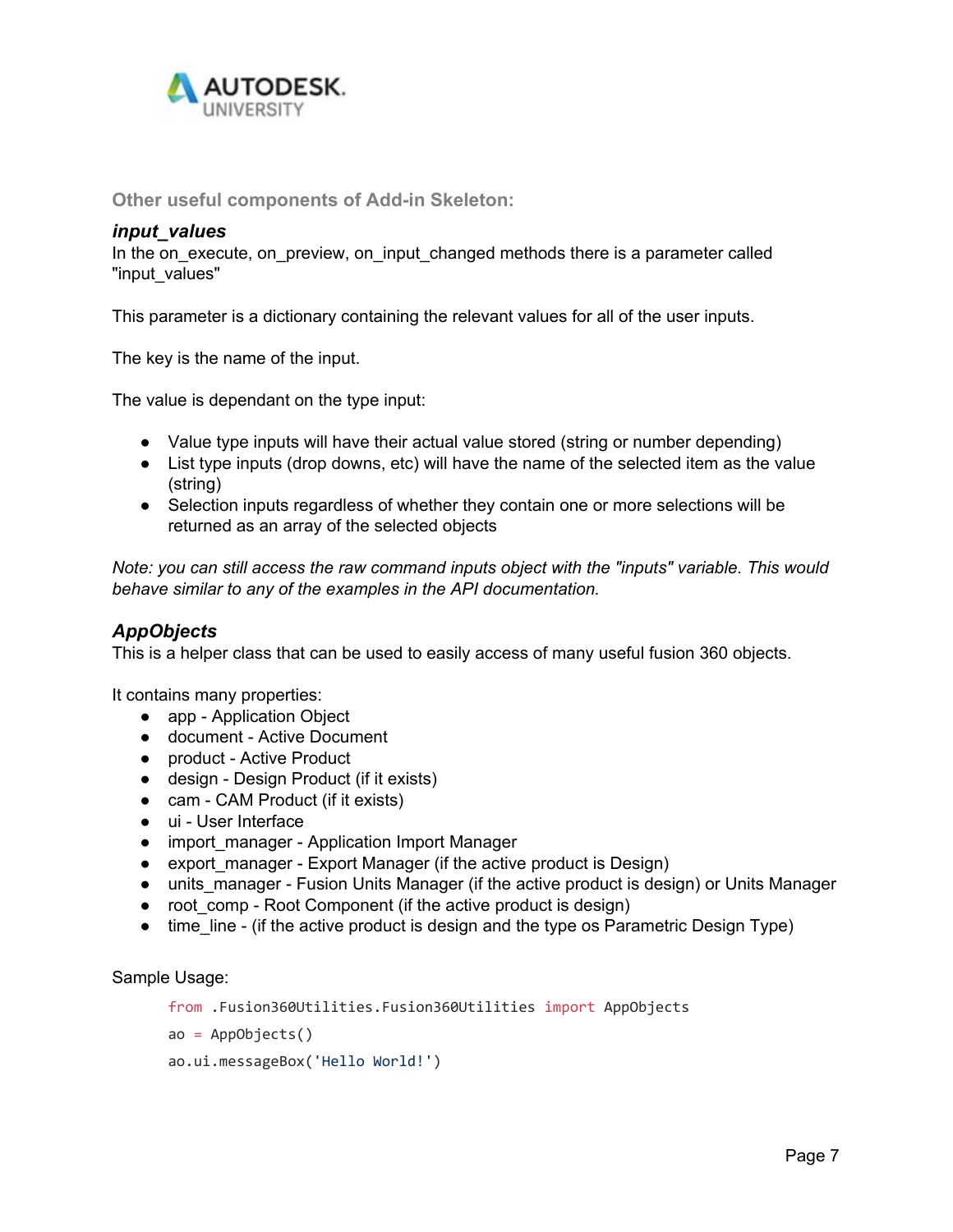## Other useful components of Add-in Skeleton:

### *input_values*

In the on_execute, on_preview, on_input_changed methods there is a parameter called "input_values"

This parameter is a dictionary containing the relevant values for all of the user inputs.

The key is the name of the input.

The value is dependant on the type input:

- Value type inputs will have their actual value stored (string or number depending)
- List type inputs (drop downs, etc) will have the name of the selected item as the value (string)
- Selection inputs regardless of whether they contain one or more selections will be returned as an array of the selected objects

*Note: you can still access the raw command inputs object with the "inputs" variable. This would behave similar to any of the examples in the API documentation.*

### *AppObjects*

This is a helper class that can be used to easily access of many useful fusion 360 objects.

It contains many properties:

- app - Application Object
- document - Active Document
- product - Active Product
- design - Design Product (if it exists)
- cam - CAM Product (if it exists)
- ui - User Interface
- import_manager - Application Import Manager
- export_manager - Export Manager (if the active product is Design)
- units_manager - Fusion Units Manager (if the active product is design) or Units Manager
- root_comp - Root Component (if the active product is design)
- time_line - (if the active product is design and the type os Parametric Design Type)

Sample Usage:

```python
from .Fusion360Utilities.Fusion360Utilities import AppObjects
ao = AppObjects()
ao.ui.messageBox('Hello World!')
```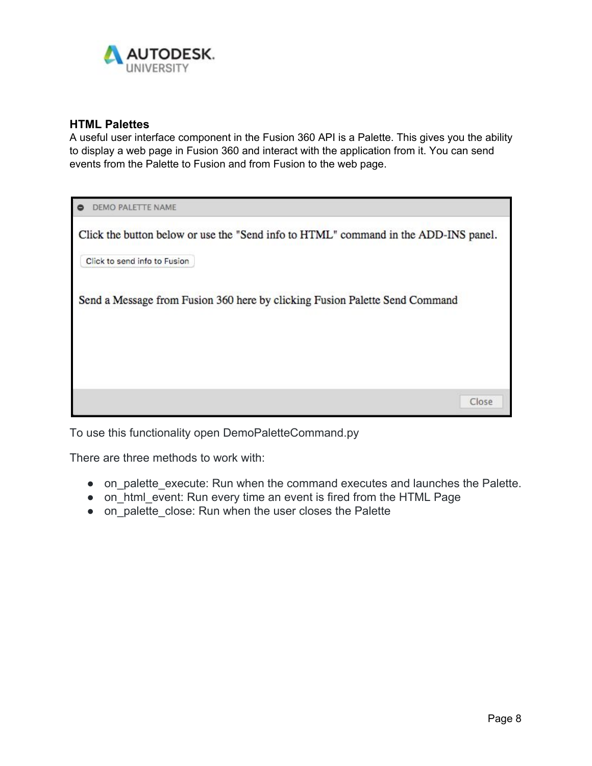## HTML Palettes

A useful user interface component in the Fusion 360 API is a Palette. This gives you the ability to display a web page in Fusion 360 and interact with the application from it. You can send events from the Palette to Fusion and from Fusion to the web page.

To use this functionality open DemoPaletteCommand.py

There are three methods to work with:

- on_palette_execute: Run when the command executes and launches the Palette.
- on_html_event: Run every time an event is fired from the HTML Page
- on_palette_close: Run when the user closes the Palette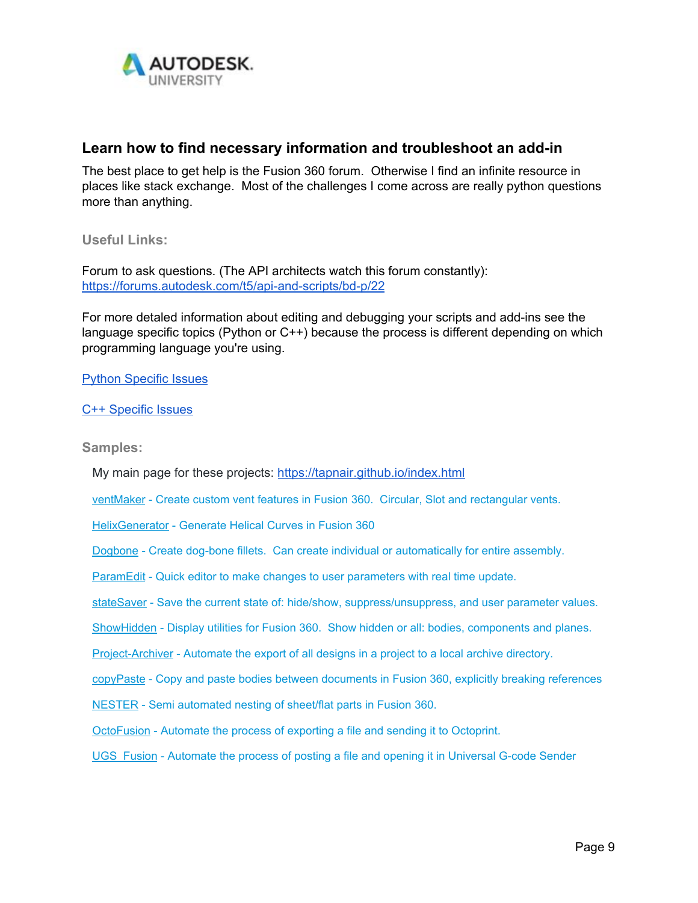## Learn how to find necessary information and troubleshoot an add-in

The best place to get help is the Fusion 360 forum. Otherwise I find an infinite resource in places like stack exchange. Most of the challenges I come across are really python questions more than anything.

### Useful Links:

Forum to ask questions. (The API architects watch this forum constantly): https://forums.autodesk.com/t5/api-and-scripts/bd-p/22

For more detaled information about editing and debugging your scripts and add-ins see the language specific topics (Python or C++) because the process is different depending on which programming language you're using.

Python Specific Issues

C++ Specific Issues

### Samples:

My main page for these projects: https://tapnair.github.io/index.html

ventMaker - Create custom vent features in Fusion 360. Circular, Slot and rectangular vents.

HelixGenerator - Generate Helical Curves in Fusion 360

Dogbone - Create dog-bone fillets. Can create individual or automatically for entire assembly.

ParamEdit - Quick editor to make changes to user parameters with real time update.

stateSaver - Save the current state of: hide/show, suppress/unsuppress, and user parameter values.

ShowHidden - Display utilities for Fusion 360. Show hidden or all: bodies, components and planes.

Project-Archiver - Automate the export of all designs in a project to a local archive directory.

copyPaste - Copy and paste bodies between documents in Fusion 360, explicitly breaking references

NESTER - Semi automated nesting of sheet/flat parts in Fusion 360.

OctoFusion - Automate the process of exporting a file and sending it to Octoprint.

UGS_Fusion - Automate the process of posting a file and opening it in Universal G-code Sender